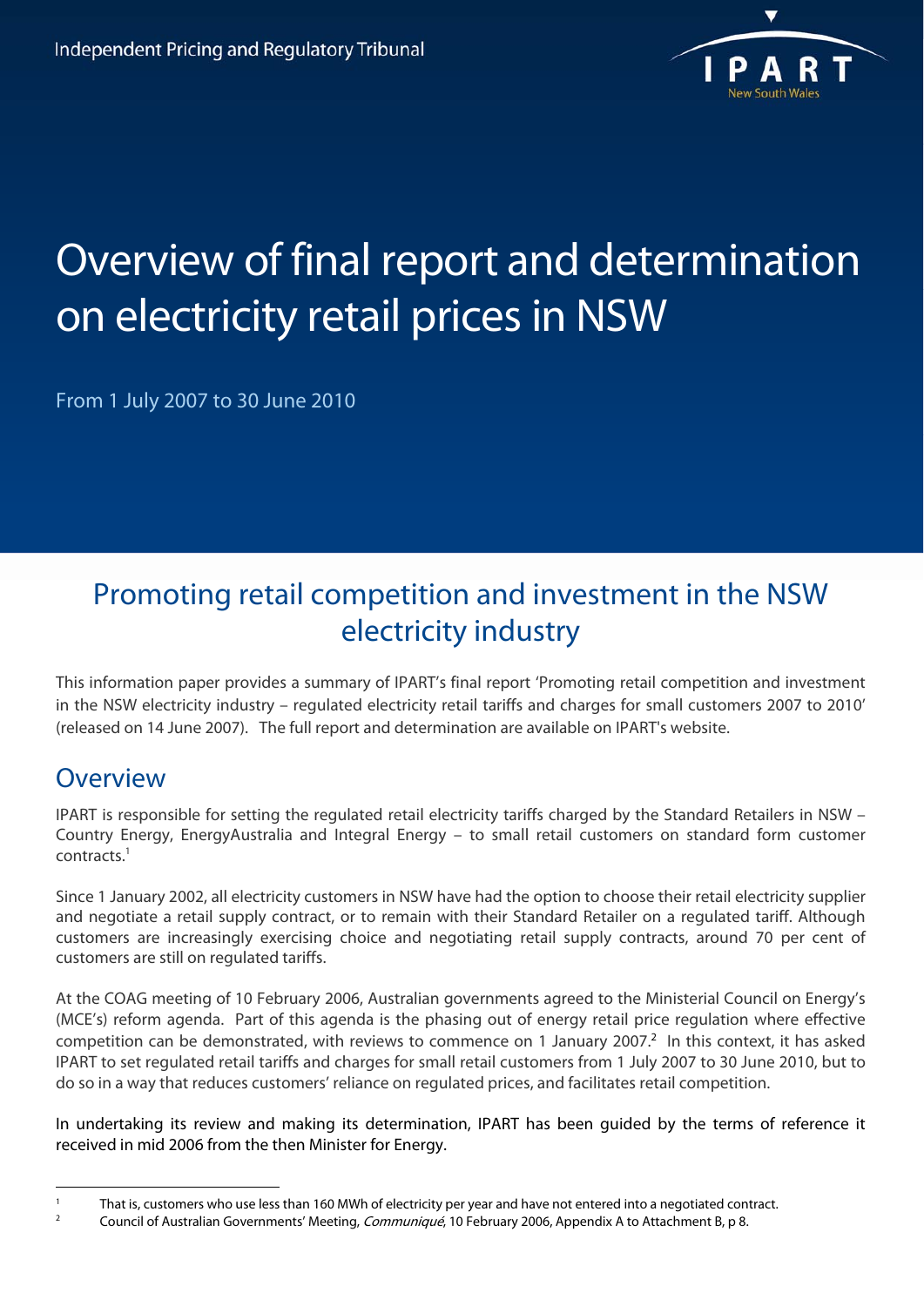Independent Pricing and Regulatory Tribunal

# Overview of final report and determination on electricity retail prices in NSW

From 1 July 2007 to 30 June 2010

## Promoting retail competition and investment in the NSW electricity industry

This information paper provides a summary of IPART's final report 'Promoting retail competition and investment in the NSW electricity industry – regulated electricity retail tariffs and charges for small customers 2007 to 2010' (released on 14 June 2007). The full report and determination are available on IPART's website.

## Overview

IPART is responsible for setting the regulated retail electricity tariffs charged by the Standard Retailers in NSW – Country Energy, EnergyAustralia and Integral Energy – to small retail customers on standard form customer contracts.[1]

Since 1 January 2002, all electricity customers in NSW have had the option to choose their retail electricity supplier and negotiate a retail supply contract, or to remain with their Standard Retailer on a regulated tariff. Although customers are increasingly exercising choice and negotiating retail supply contracts, around 70 per cent of customers are still on regulated tariffs.

At the COAG meeting of 10 February 2006, Australian governments agreed to the Ministerial Council on Energy's (MCE's) reform agenda. Part of this agenda is the phasing out of energy retail price regulation where effective competition can be demonstrated, with reviews to commence on 1 January 2007.[2] In this context, it has asked IPART to set regulated retail tariffs and charges for small retail customers from 1 July 2007 to 30 June 2010, but to do so in a way that reduces customers' reliance on regulated prices, and facilitates retail competition.

In undertaking its review and making its determination, IPART has been guided by the terms of reference it received in mid 2006 from the then Minister for Energy.

[1] That is, customers who use less than 160 MWh of electricity per year and have not entered into a negotiated contract.

[2] Council of Australian Governments' Meeting, *Communiqué*, 10 February 2006, Appendix A to Attachment B, p 8.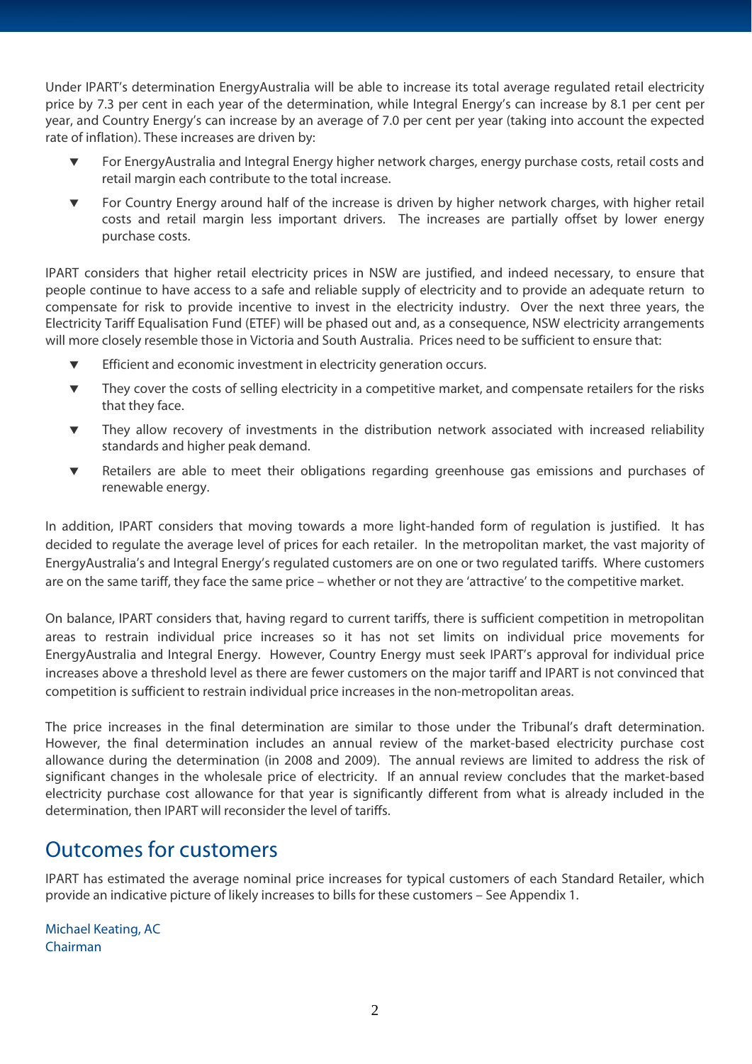Under IPART's determination EnergyAustralia will be able to increase its total average regulated retail electricity price by 7.3 per cent in each year of the determination, while Integral Energy's can increase by 8.1 per cent per year, and Country Energy's can increase by an average of 7.0 per cent per year (taking into account the expected rate of inflation). These increases are driven by:

- For EnergyAustralia and Integral Energy higher network charges, energy purchase costs, retail costs and retail margin each contribute to the total increase.
- For Country Energy around half of the increase is driven by higher network charges, with higher retail costs and retail margin less important drivers. The increases are partially offset by lower energy purchase costs.

IPART considers that higher retail electricity prices in NSW are justified, and indeed necessary, to ensure that people continue to have access to a safe and reliable supply of electricity and to provide an adequate return to compensate for risk to provide incentive to invest in the electricity industry. Over the next three years, the Electricity Tariff Equalisation Fund (ETEF) will be phased out and, as a consequence, NSW electricity arrangements will more closely resemble those in Victoria and South Australia. Prices need to be sufficient to ensure that:

- Efficient and economic investment in electricity generation occurs.
- They cover the costs of selling electricity in a competitive market, and compensate retailers for the risks that they face.
- They allow recovery of investments in the distribution network associated with increased reliability standards and higher peak demand.
- Retailers are able to meet their obligations regarding greenhouse gas emissions and purchases of renewable energy.

In addition, IPART considers that moving towards a more light-handed form of regulation is justified. It has decided to regulate the average level of prices for each retailer. In the metropolitan market, the vast majority of EnergyAustralia's and Integral Energy's regulated customers are on one or two regulated tariffs. Where customers are on the same tariff, they face the same price – whether or not they are 'attractive' to the competitive market.

On balance, IPART considers that, having regard to current tariffs, there is sufficient competition in metropolitan areas to restrain individual price increases so it has not set limits on individual price movements for EnergyAustralia and Integral Energy. However, Country Energy must seek IPART's approval for individual price increases above a threshold level as there are fewer customers on the major tariff and IPART is not convinced that competition is sufficient to restrain individual price increases in the non-metropolitan areas.

The price increases in the final determination are similar to those under the Tribunal's draft determination. However, the final determination includes an annual review of the market-based electricity purchase cost allowance during the determination (in 2008 and 2009). The annual reviews are limited to address the risk of significant changes in the wholesale price of electricity. If an annual review concludes that the market-based electricity purchase cost allowance for that year is significantly different from what is already included in the determination, then IPART will reconsider the level of tariffs.

## Outcomes for customers

IPART has estimated the average nominal price increases for typical customers of each Standard Retailer, which provide an indicative picture of likely increases to bills for these customers – See Appendix 1.

Michael Keating, AC
Chairman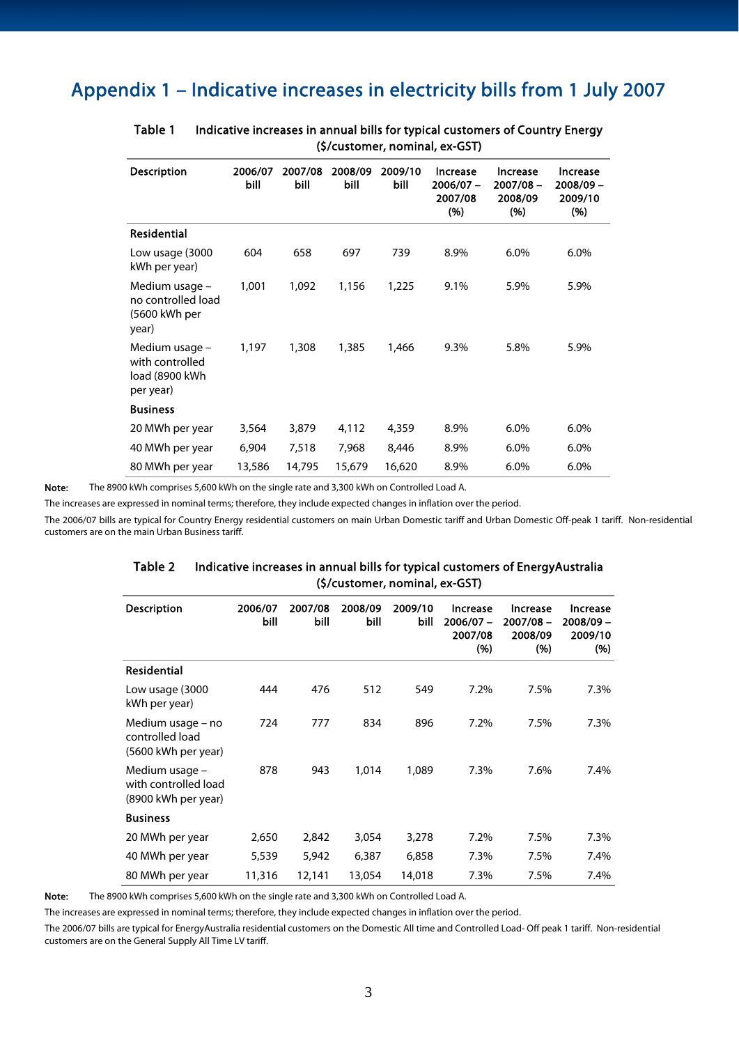# Appendix 1 – Indicative increases in electricity bills from 1 July 2007

**Table 1 Indicative increases in annual bills for typical customers of Country Energy ($/customer, nominal, ex-GST)**

| Description | 2006/07 bill | 2007/08 bill | 2008/09 bill | 2009/10 bill | Increase 2006/07 – 2007/08 (%) | Increase 2007/08 – 2008/09 (%) | Increase 2008/09 – 2009/10 (%) |
|---|---|---|---|---|---|---|---|
| **Residential** | | | | | | | |
| Low usage (3000 kWh per year) | 604 | 658 | 697 | 739 | 8.9% | 6.0% | 6.0% |
| Medium usage – no controlled load (5600 kWh per year) | 1,001 | 1,092 | 1,156 | 1,225 | 9.1% | 5.9% | 5.9% |
| Medium usage – with controlled load (8900 kWh per year) | 1,197 | 1,308 | 1,385 | 1,466 | 9.3% | 5.8% | 5.9% |
| **Business** | | | | | | | |
| 20 MWh per year | 3,564 | 3,879 | 4,112 | 4,359 | 8.9% | 6.0% | 6.0% |
| 40 MWh per year | 6,904 | 7,518 | 7,968 | 8,446 | 8.9% | 6.0% | 6.0% |
| 80 MWh per year | 13,586 | 14,795 | 15,679 | 16,620 | 8.9% | 6.0% | 6.0% |

**Note:** The 8900 kWh comprises 5,600 kWh on the single rate and 3,300 kWh on Controlled Load A.

The increases are expressed in nominal terms; therefore, they include expected changes in inflation over the period.

The 2006/07 bills are typical for Country Energy residential customers on main Urban Domestic tariff and Urban Domestic Off-peak 1 tariff. Non-residential customers are on the main Urban Business tariff.

**Table 2 Indicative increases in annual bills for typical customers of EnergyAustralia ($/customer, nominal, ex-GST)**

| Description | 2006/07 bill | 2007/08 bill | 2008/09 bill | 2009/10 bill | Increase 2006/07 – 2007/08 (%) | Increase 2007/08 – 2008/09 (%) | Increase 2008/09 – 2009/10 (%) |
|---|---|---|---|---|---|---|---|
| **Residential** | | | | | | | |
| Low usage (3000 kWh per year) | 444 | 476 | 512 | 549 | 7.2% | 7.5% | 7.3% |
| Medium usage – no controlled load (5600 kWh per year) | 724 | 777 | 834 | 896 | 7.2% | 7.5% | 7.3% |
| Medium usage – with controlled load (8900 kWh per year) | 878 | 943 | 1,014 | 1,089 | 7.3% | 7.6% | 7.4% |
| **Business** | | | | | | | |
| 20 MWh per year | 2,650 | 2,842 | 3,054 | 3,278 | 7.2% | 7.5% | 7.3% |
| 40 MWh per year | 5,539 | 5,942 | 6,387 | 6,858 | 7.3% | 7.5% | 7.4% |
| 80 MWh per year | 11,316 | 12,141 | 13,054 | 14,018 | 7.3% | 7.5% | 7.4% |

**Note:** The 8900 kWh comprises 5,600 kWh on the single rate and 3,300 kWh on Controlled Load A.

The increases are expressed in nominal terms; therefore, they include expected changes in inflation over the period.

The 2006/07 bills are typical for EnergyAustralia residential customers on the Domestic All time and Controlled Load- Off peak 1 tariff. Non-residential customers are on the General Supply All Time LV tariff.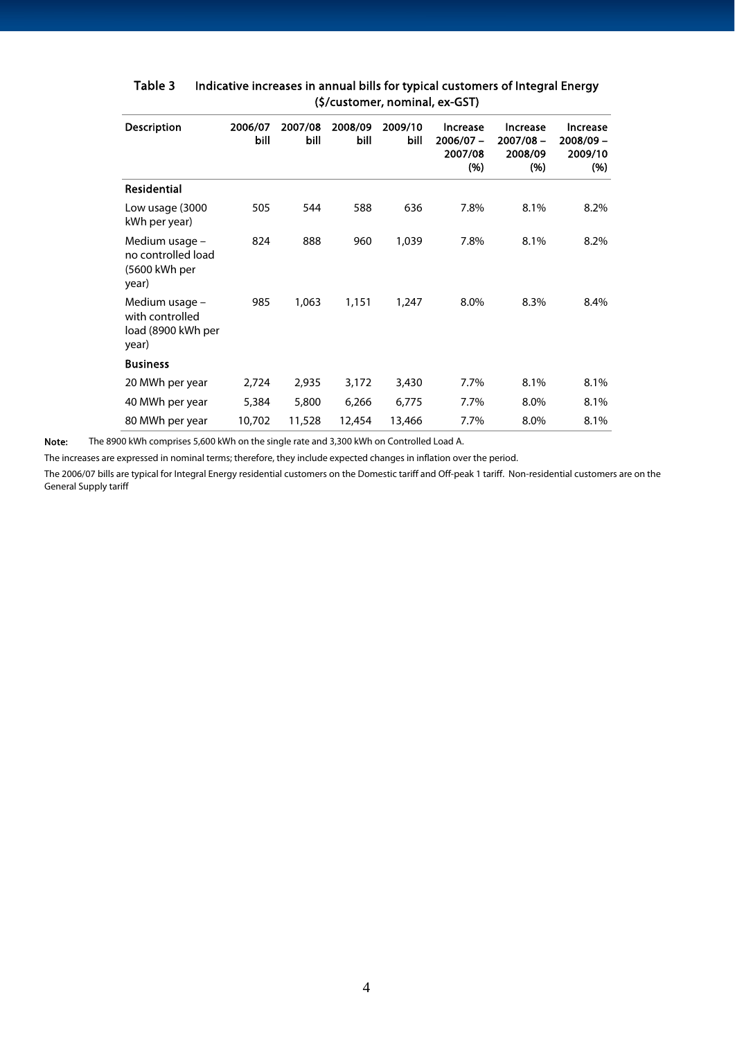Table 3 Indicative increases in annual bills for typical customers of Integral Energy ($/customer, nominal, ex-GST)

| Description | 2006/07 bill | 2007/08 bill | 2008/09 bill | 2009/10 bill | Increase 2006/07 – 2007/08 (%) | Increase 2007/08 – 2008/09 (%) | Increase 2008/09 – 2009/10 (%) |
|---|---|---|---|---|---|---|---|
| **Residential** | | | | | | | |
| Low usage (3000 kWh per year) | 505 | 544 | 588 | 636 | 7.8% | 8.1% | 8.2% |
| Medium usage – no controlled load (5600 kWh per year) | 824 | 888 | 960 | 1,039 | 7.8% | 8.1% | 8.2% |
| Medium usage – with controlled load (8900 kWh per year) | 985 | 1,063 | 1,151 | 1,247 | 8.0% | 8.3% | 8.4% |
| **Business** | | | | | | | |
| 20 MWh per year | 2,724 | 2,935 | 3,172 | 3,430 | 7.7% | 8.1% | 8.1% |
| 40 MWh per year | 5,384 | 5,800 | 6,266 | 6,775 | 7.7% | 8.0% | 8.1% |
| 80 MWh per year | 10,702 | 11,528 | 12,454 | 13,466 | 7.7% | 8.0% | 8.1% |

**Note:** The 8900 kWh comprises 5,600 kWh on the single rate and 3,300 kWh on Controlled Load A.

The increases are expressed in nominal terms; therefore, they include expected changes in inflation over the period.

The 2006/07 bills are typical for Integral Energy residential customers on the Domestic tariff and Off-peak 1 tariff. Non-residential customers are on the General Supply tariff